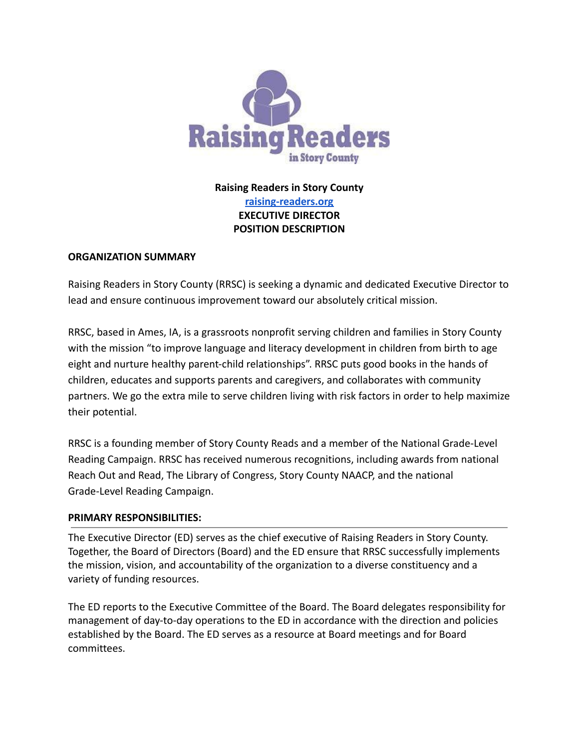Raising Readers in Story County

**Raising Readers in Story County**
[raising-readers.org](https://raising-readers.org)
**EXECUTIVE DIRECTOR**
**POSITION DESCRIPTION**

**ORGANIZATION SUMMARY**

Raising Readers in Story County (RRSC) is seeking a dynamic and dedicated Executive Director to lead and ensure continuous improvement toward our absolutely critical mission.

RRSC, based in Ames, IA, is a grassroots nonprofit serving children and families in Story County with the mission "to improve language and literacy development in children from birth to age eight and nurture healthy parent-child relationships". RRSC puts good books in the hands of children, educates and supports parents and caregivers, and collaborates with community partners. We go the extra mile to serve children living with risk factors in order to help maximize their potential.

RRSC is a founding member of Story County Reads and a member of the National Grade-Level Reading Campaign. RRSC has received numerous recognitions, including awards from national Reach Out and Read, The Library of Congress, Story County NAACP, and the national Grade-Level Reading Campaign.

**PRIMARY RESPONSIBILITIES:**

---

The Executive Director (ED) serves as the chief executive of Raising Readers in Story County. Together, the Board of Directors (Board) and the ED ensure that RRSC successfully implements the mission, vision, and accountability of the organization to a diverse constituency and a variety of funding resources.

The ED reports to the Executive Committee of the Board. The Board delegates responsibility for management of day-to-day operations to the ED in accordance with the direction and policies established by the Board. The ED serves as a resource at Board meetings and for Board committees.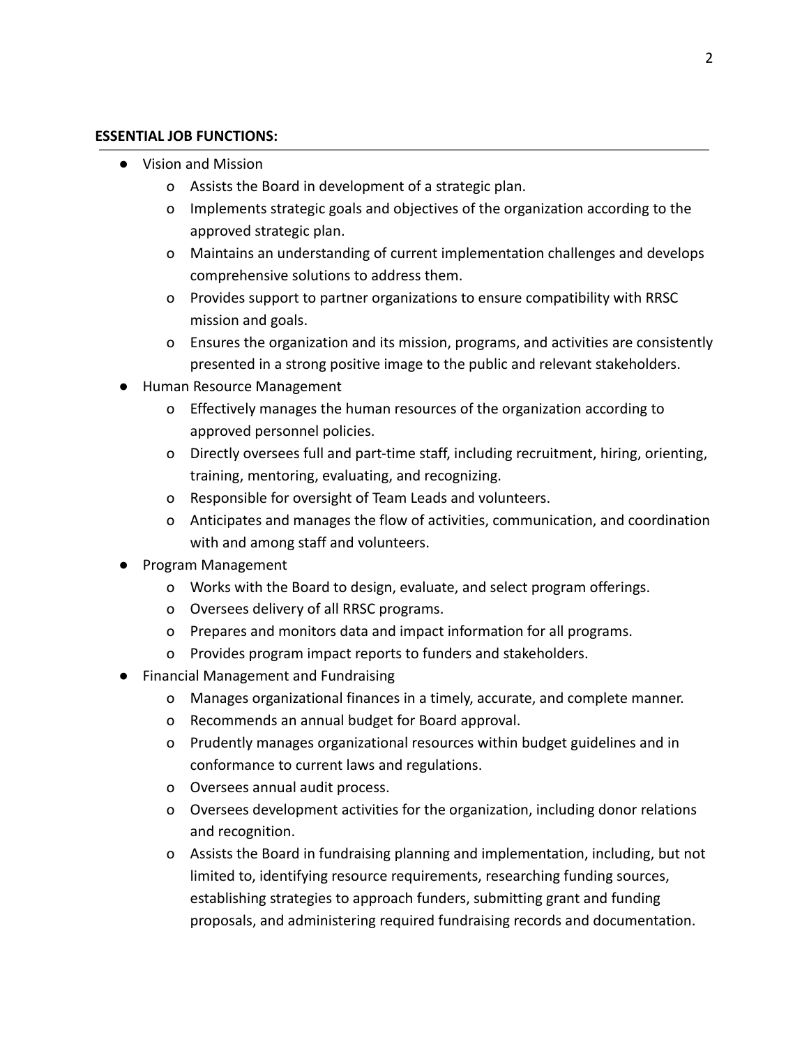**ESSENTIAL JOB FUNCTIONS:**

- Vision and Mission
  - Assists the Board in development of a strategic plan.
  - Implements strategic goals and objectives of the organization according to the approved strategic plan.
  - Maintains an understanding of current implementation challenges and develops comprehensive solutions to address them.
  - Provides support to partner organizations to ensure compatibility with RRSC mission and goals.
  - Ensures the organization and its mission, programs, and activities are consistently presented in a strong positive image to the public and relevant stakeholders.
- Human Resource Management
  - Effectively manages the human resources of the organization according to approved personnel policies.
  - Directly oversees full and part-time staff, including recruitment, hiring, orienting, training, mentoring, evaluating, and recognizing.
  - Responsible for oversight of Team Leads and volunteers.
  - Anticipates and manages the flow of activities, communication, and coordination with and among staff and volunteers.
- Program Management
  - Works with the Board to design, evaluate, and select program offerings.
  - Oversees delivery of all RRSC programs.
  - Prepares and monitors data and impact information for all programs.
  - Provides program impact reports to funders and stakeholders.
- Financial Management and Fundraising
  - Manages organizational finances in a timely, accurate, and complete manner.
  - Recommends an annual budget for Board approval.
  - Prudently manages organizational resources within budget guidelines and in conformance to current laws and regulations.
  - Oversees annual audit process.
  - Oversees development activities for the organization, including donor relations and recognition.
  - Assists the Board in fundraising planning and implementation, including, but not limited to, identifying resource requirements, researching funding sources, establishing strategies to approach funders, submitting grant and funding proposals, and administering required fundraising records and documentation.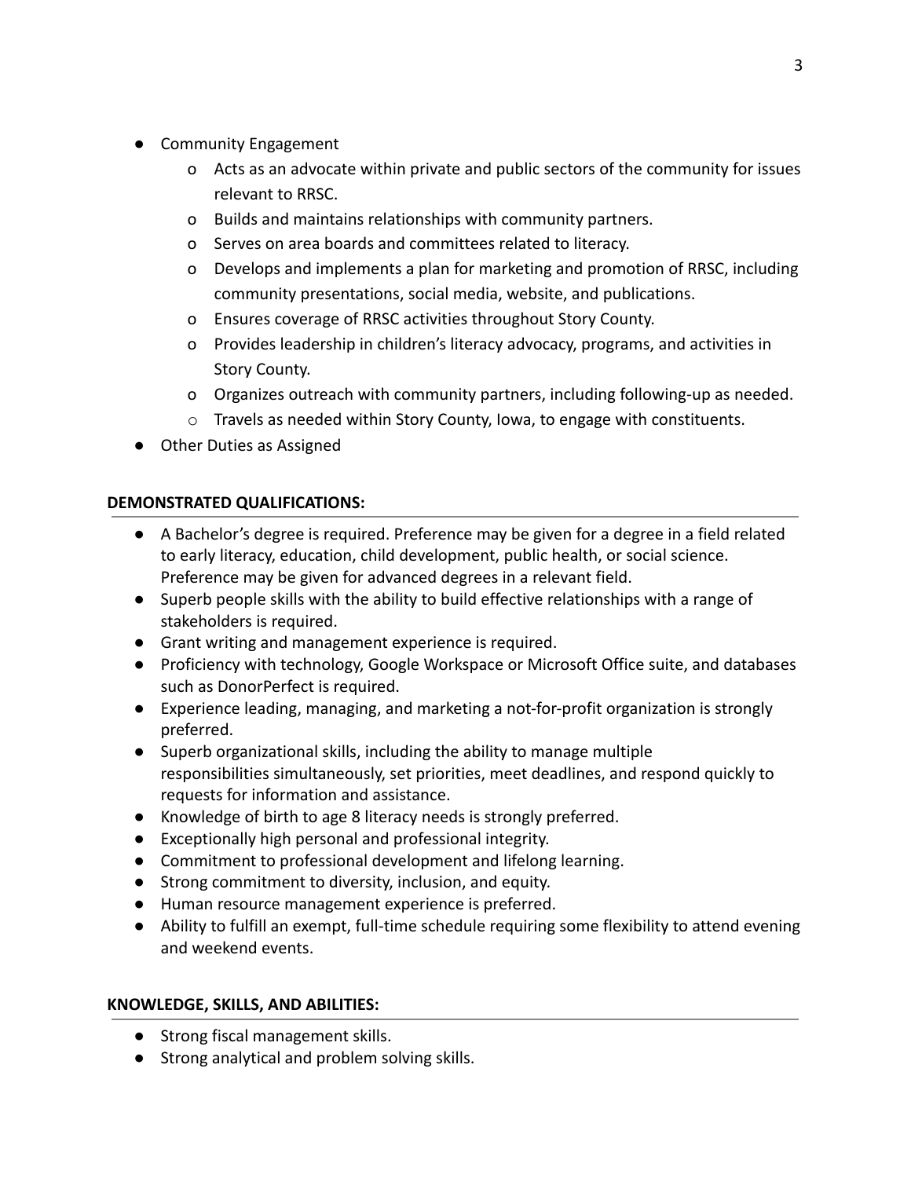- Community Engagement
  - Acts as an advocate within private and public sectors of the community for issues relevant to RRSC.
  - Builds and maintains relationships with community partners.
  - Serves on area boards and committees related to literacy.
  - Develops and implements a plan for marketing and promotion of RRSC, including community presentations, social media, website, and publications.
  - Ensures coverage of RRSC activities throughout Story County.
  - Provides leadership in children's literacy advocacy, programs, and activities in Story County.
  - Organizes outreach with community partners, including following-up as needed.
  - Travels as needed within Story County, Iowa, to engage with constituents.
- Other Duties as Assigned

## DEMONSTRATED QUALIFICATIONS:

- A Bachelor's degree is required. Preference may be given for a degree in a field related to early literacy, education, child development, public health, or social science. Preference may be given for advanced degrees in a relevant field.
- Superb people skills with the ability to build effective relationships with a range of stakeholders is required.
- Grant writing and management experience is required.
- Proficiency with technology, Google Workspace or Microsoft Office suite, and databases such as DonorPerfect is required.
- Experience leading, managing, and marketing a not-for-profit organization is strongly preferred.
- Superb organizational skills, including the ability to manage multiple responsibilities simultaneously, set priorities, meet deadlines, and respond quickly to requests for information and assistance.
- Knowledge of birth to age 8 literacy needs is strongly preferred.
- Exceptionally high personal and professional integrity.
- Commitment to professional development and lifelong learning.
- Strong commitment to diversity, inclusion, and equity.
- Human resource management experience is preferred.
- Ability to fulfill an exempt, full-time schedule requiring some flexibility to attend evening and weekend events.

## KNOWLEDGE, SKILLS, AND ABILITIES:

- Strong fiscal management skills.
- Strong analytical and problem solving skills.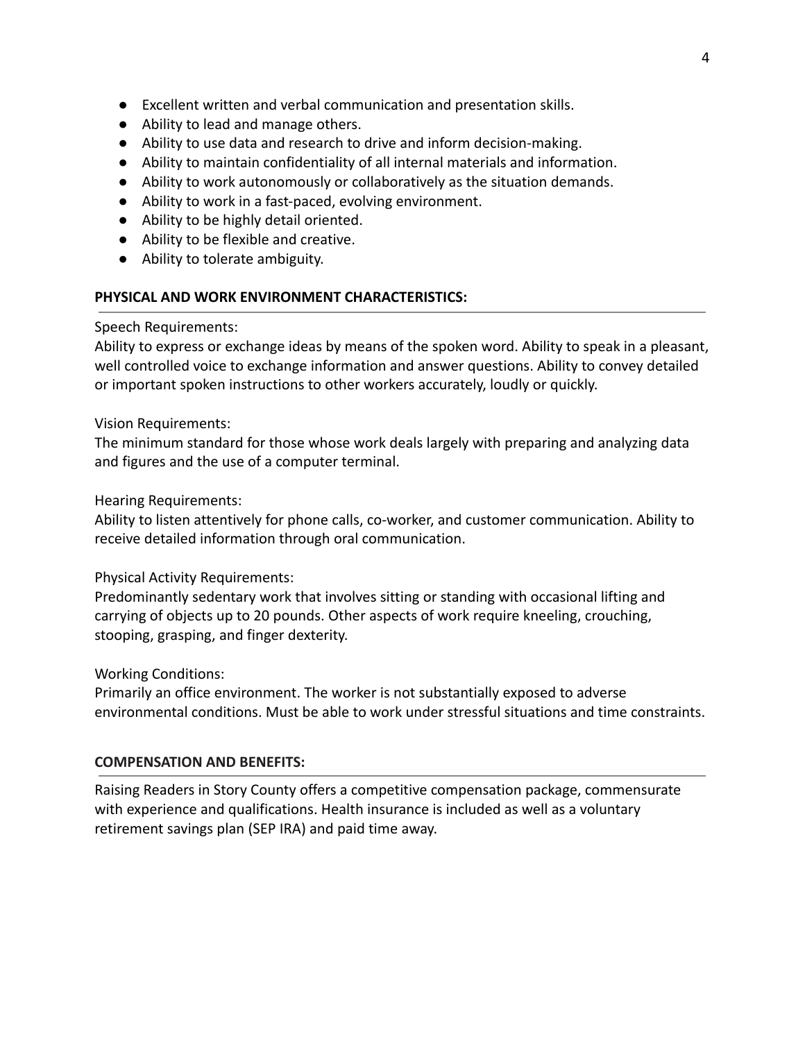- Excellent written and verbal communication and presentation skills.
- Ability to lead and manage others.
- Ability to use data and research to drive and inform decision-making.
- Ability to maintain confidentiality of all internal materials and information.
- Ability to work autonomously or collaboratively as the situation demands.
- Ability to work in a fast-paced, evolving environment.
- Ability to be highly detail oriented.
- Ability to be flexible and creative.
- Ability to tolerate ambiguity.

**PHYSICAL AND WORK ENVIRONMENT CHARACTERISTICS:**

Speech Requirements:
Ability to express or exchange ideas by means of the spoken word. Ability to speak in a pleasant, well controlled voice to exchange information and answer questions. Ability to convey detailed or important spoken instructions to other workers accurately, loudly or quickly.

Vision Requirements:
The minimum standard for those whose work deals largely with preparing and analyzing data and figures and the use of a computer terminal.

Hearing Requirements:
Ability to listen attentively for phone calls, co-worker, and customer communication. Ability to receive detailed information through oral communication.

Physical Activity Requirements:
Predominantly sedentary work that involves sitting or standing with occasional lifting and carrying of objects up to 20 pounds. Other aspects of work require kneeling, crouching, stooping, grasping, and finger dexterity.

Working Conditions:
Primarily an office environment. The worker is not substantially exposed to adverse environmental conditions. Must be able to work under stressful situations and time constraints.

**COMPENSATION AND BENEFITS:**

Raising Readers in Story County offers a competitive compensation package, commensurate with experience and qualifications. Health insurance is included as well as a voluntary retirement savings plan (SEP IRA) and paid time away.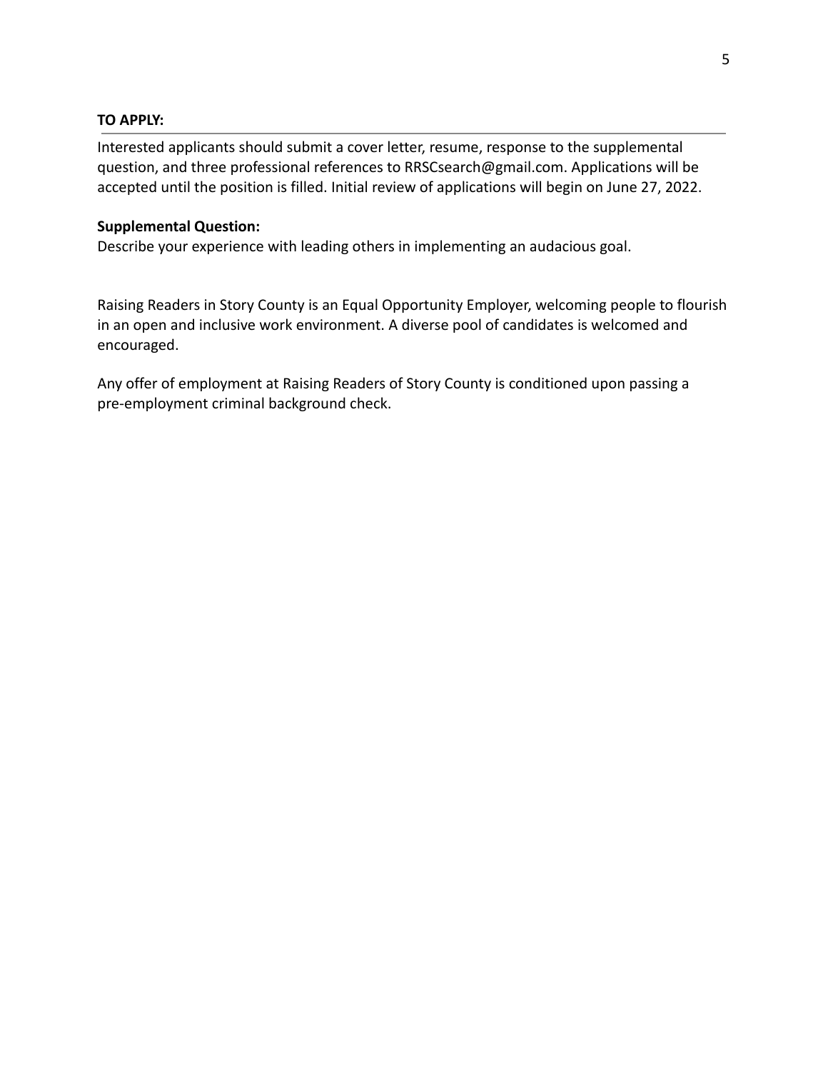**TO APPLY:**

Interested applicants should submit a cover letter, resume, response to the supplemental question, and three professional references to RRSCsearch@gmail.com. Applications will be accepted until the position is filled. Initial review of applications will begin on June 27, 2022.

**Supplemental Question:**

Describe your experience with leading others in implementing an audacious goal.

Raising Readers in Story County is an Equal Opportunity Employer, welcoming people to flourish in an open and inclusive work environment. A diverse pool of candidates is welcomed and encouraged.

Any offer of employment at Raising Readers of Story County is conditioned upon passing a pre-employment criminal background check.